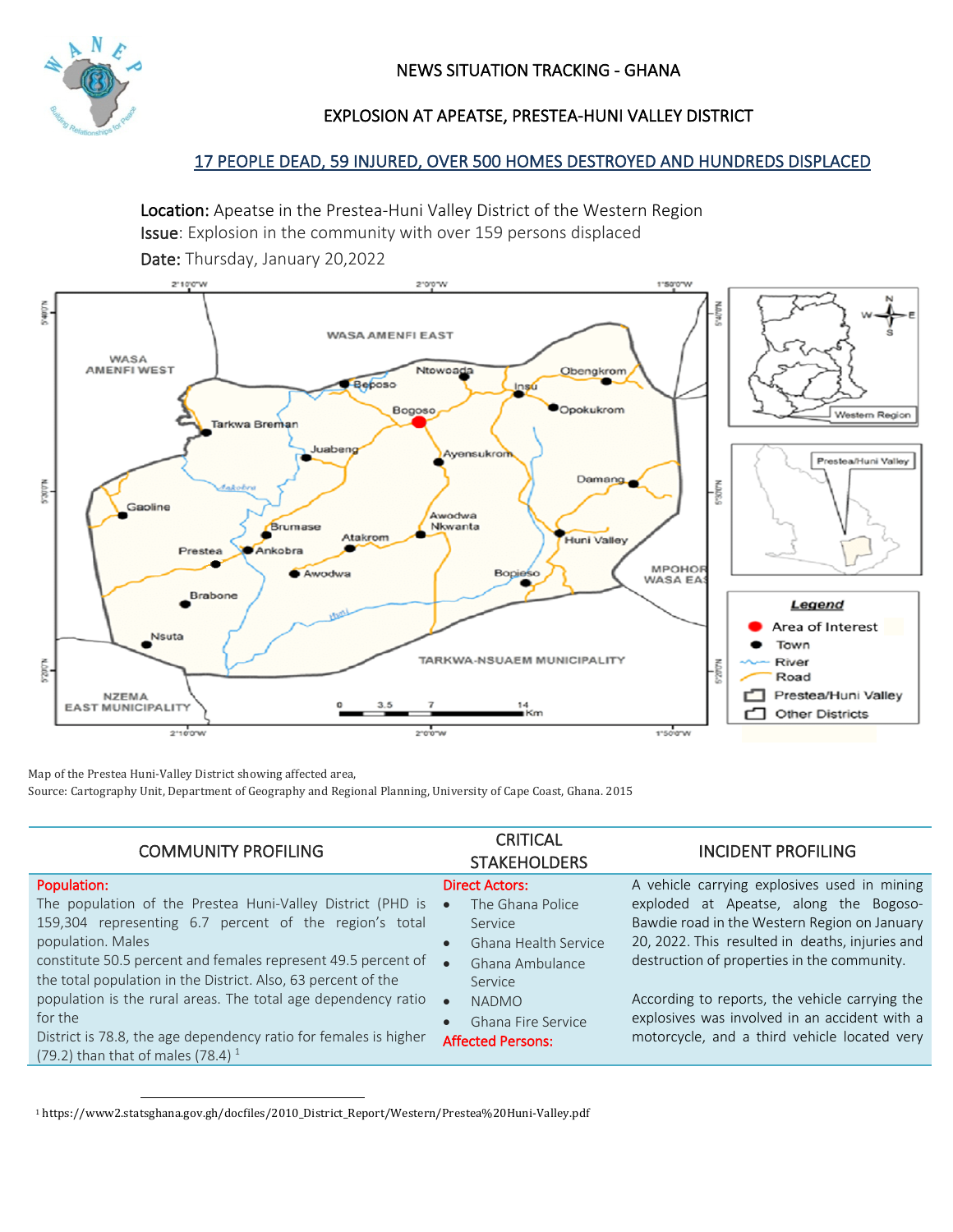# NEWS SITUATION TRACKING - GHANA

## EXPLOSION AT APEATSE, PRESTEA-HUNI VALLEY DISTRICT

### 17 PEOPLE DEAD, 59 INJURED, OVER 500 HOMES DESTROYED AND HUNDREDS DISPLACED

**Location:** Apeatse in the Prestea-Huni Valley District of the Western Region
**Issue**: Explosion in the community with over 159 persons displaced
**Date:** Thursday, January 20,2022

Map of the Prestea Huni-Valley District showing affected area,
Source: Cartography Unit, Department of Geography and Regional Planning, University of Cape Coast, Ghana. 2015

| COMMUNITY PROFILING | CRITICAL STAKEHOLDERS | INCIDENT PROFILING |
|---|---|---|
| **Population:** The population of the Prestea Huni-Valley District (PHD is 159,304 representing 6.7 percent of the region's total population. Males constitute 50.5 percent and females represent 49.5 percent of the total population in the District. Also, 63 percent of the population is the rural areas. The total age dependency ratio for the District is 78.8, the age dependency ratio for females is higher (79.2) than that of males (78.4) [1] | **Direct Actors:** <br>• The Ghana Police Service <br>• Ghana Health Service <br>• Ghana Ambulance Service <br>• NADMO <br>• Ghana Fire Service <br>**Affected Persons:** | A vehicle carrying explosives used in mining exploded at Apeatse, along the Bogoso-Bawdie road in the Western Region on January 20, 2022. This resulted in deaths, injuries and destruction of properties in the community. <br><br>According to reports, the vehicle carrying the explosives was involved in an accident with a motorcycle, and a third vehicle located very |

[1] https://www2.statsghana.gov.gh/docfiles/2010_District_Report/Western/Prestea%20Huni-Valley.pdf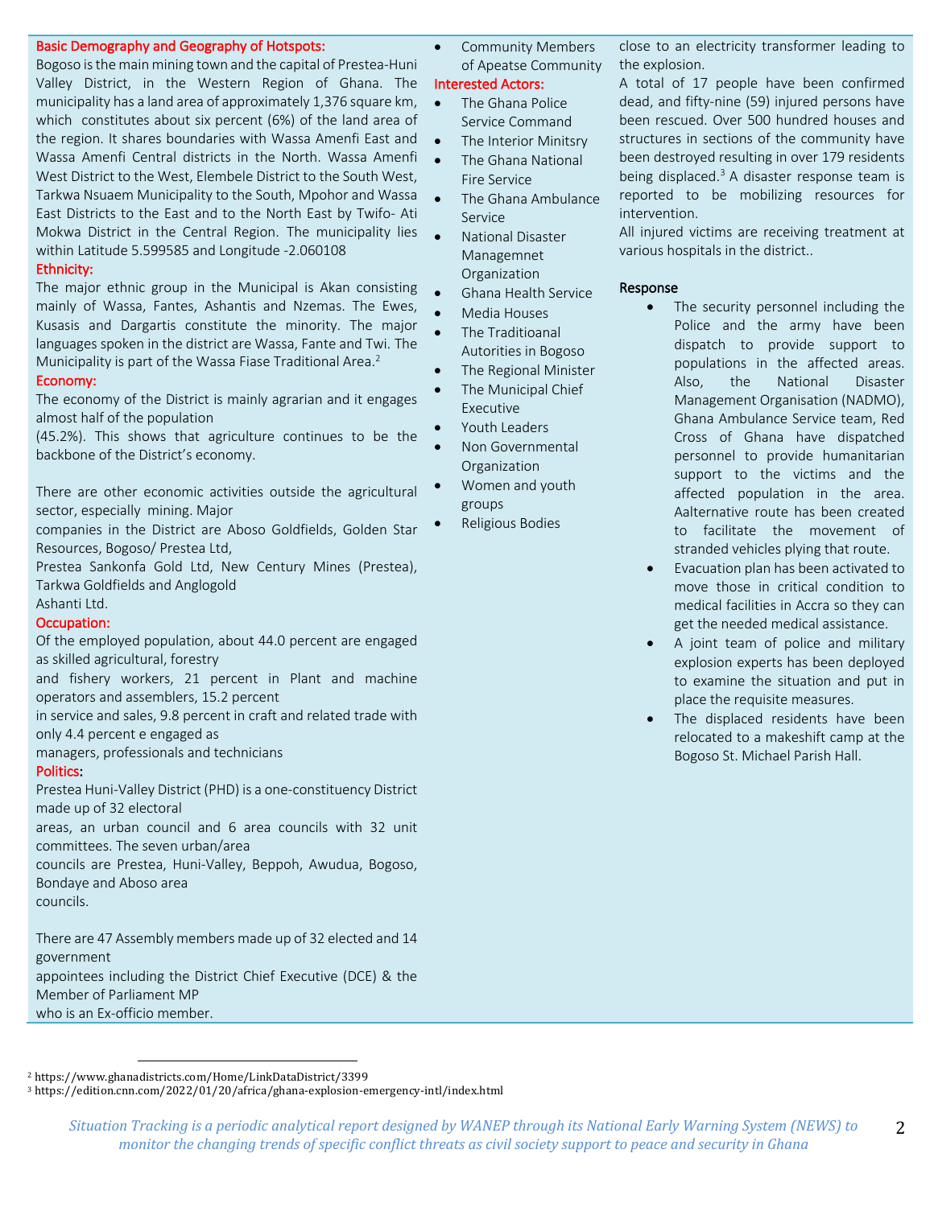### Basic Demography and Geography of Hotspots:

Bogoso is the main mining town and the capital of Prestea-Huni Valley District, in the Western Region of Ghana. The municipality has a land area of approximately 1,376 square km, which constitutes about six percent (6%) of the land area of the region. It shares boundaries with Wassa Amenfi East and Wassa Amenfi Central districts in the North. Wassa Amenfi West District to the West, Elembele District to the South West, Tarkwa Nsuaem Municipality to the South, Mpohor and Wassa East Districts to the East and to the North East by Twifo- Ati Mokwa District in the Central Region. The municipality lies within Latitude 5.599585 and Longitude -2.060108

### Ethnicity:

The major ethnic group in the Municipal is Akan consisting mainly of Wassa, Fantes, Ashantis and Nzemas. The Ewes, Kusasis and Dargartis constitute the minority. The major languages spoken in the district are Wassa, Fante and Twi. The Municipality is part of the Wassa Fiase Traditional Area.[2]

### Economy:

The economy of the District is mainly agrarian and it engages almost half of the population (45.2%). This shows that agriculture continues to be the backbone of the District's economy.

There are other economic activities outside the agricultural sector, especially mining. Major companies in the District are Aboso Goldfields, Golden Star Resources, Bogoso/ Prestea Ltd, Prestea Sankonfa Gold Ltd, New Century Mines (Prestea), Tarkwa Goldfields and Anglogold Ashanti Ltd.

### Occupation:

Of the employed population, about 44.0 percent are engaged as skilled agricultural, forestry and fishery workers, 21 percent in Plant and machine operators and assemblers, 15.2 percent in service and sales, 9.8 percent in craft and related trade with only 4.4 percent e engaged as managers, professionals and technicians

### Politics:

Prestea Huni-Valley District (PHD) is a one-constituency District made up of 32 electoral areas, an urban council and 6 area councils with 32 unit committees. The seven urban/area councils are Prestea, Huni-Valley, Beppoh, Awudua, Bogoso, Bondaye and Aboso area councils.

There are 47 Assembly members made up of 32 elected and 14 government appointees including the District Chief Executive (DCE) & the Member of Parliament MP who is an Ex-officio member.

- Community Members of Apeatse Community

### Interested Actors:

- The Ghana Police Service Command
- The Interior Minitsry
- The Ghana National Fire Service
- The Ghana Ambulance Service
- National Disaster Managemnet Organization
- Ghana Health Service
- Media Houses
- The Traditioanal Autorities in Bogoso
- The Regional Minister
- The Municipal Chief Executive
- Youth Leaders
- Non Governmental Organization
- Women and youth groups
- Religious Bodies

close to an electricity transformer leading to the explosion.

A total of 17 people have been confirmed dead, and fifty-nine (59) injured persons have been rescued. Over 500 hundred houses and structures in sections of the community have been destroyed resulting in over 179 residents being displaced.[3] A disaster response team is reported to be mobilizing resources for intervention.

All injured victims are receiving treatment at various hospitals in the district..

### Response

- The security personnel including the Police and the army have been dispatch to provide support to populations in the affected areas. Also, the National Disaster Management Organisation (NADMO), Ghana Ambulance Service team, Red Cross of Ghana have dispatched personnel to provide humanitarian support to the victims and the affected population in the area. Aalternative route has been created to facilitate the movement of stranded vehicles plying that route.
- Evacuation plan has been activated to move those in critical condition to medical facilities in Accra so they can get the needed medical assistance.
- A joint team of police and military explosion experts has been deployed to examine the situation and put in place the requisite measures.
- The displaced residents have been relocated to a makeshift camp at the Bogoso St. Michael Parish Hall.

---

[2] https://www.ghanadistricts.com/Home/LinkDataDistrict/3399

[3] https://edition.cnn.com/2022/01/20/africa/ghana-explosion-emergency-intl/index.html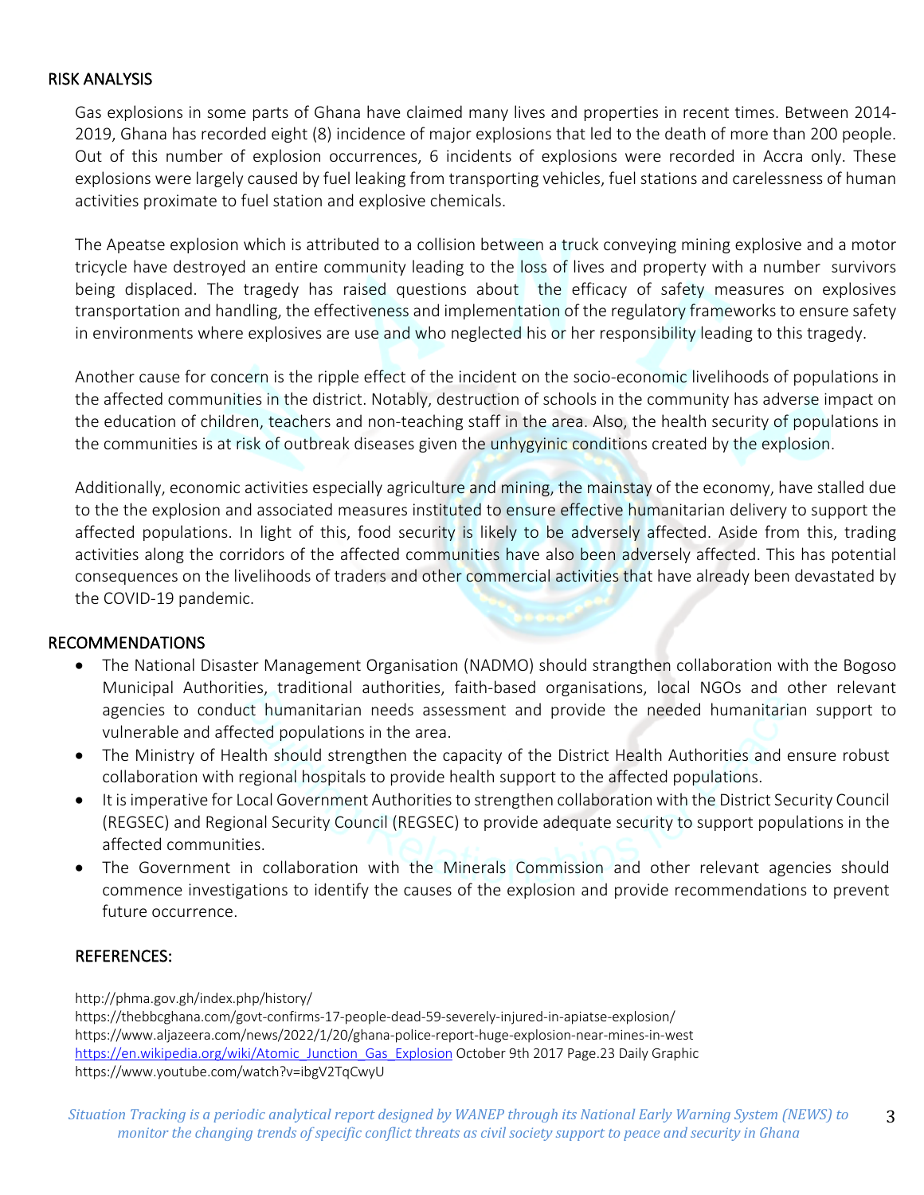## RISK ANALYSIS

Gas explosions in some parts of Ghana have claimed many lives and properties in recent times. Between 2014-2019, Ghana has recorded eight (8) incidence of major explosions that led to the death of more than 200 people. Out of this number of explosion occurrences, 6 incidents of explosions were recorded in Accra only. These explosions were largely caused by fuel leaking from transporting vehicles, fuel stations and carelessness of human activities proximate to fuel station and explosive chemicals.

The Apeatse explosion which is attributed to a collision between a truck conveying mining explosive and a motor tricycle have destroyed an entire community leading to the loss of lives and property with a number survivors being displaced. The tragedy has raised questions about the efficacy of safety measures on explosives transportation and handling, the effectiveness and implementation of the regulatory frameworks to ensure safety in environments where explosives are use and who neglected his or her responsibility leading to this tragedy.

Another cause for concern is the ripple effect of the incident on the socio-economic livelihoods of populations in the affected communities in the district. Notably, destruction of schools in the community has adverse impact on the education of children, teachers and non-teaching staff in the area. Also, the health security of populations in the communities is at risk of outbreak diseases given the unhygyinic conditions created by the explosion.

Additionally, economic activities especially agriculture and mining, the mainstay of the economy, have stalled due to the the explosion and associated measures instituted to ensure effective humanitarian delivery to support the affected populations. In light of this, food security is likely to be adversely affected. Aside from this, trading activities along the corridors of the affected communities have also been adversely affected. This has potential consequences on the livelihoods of traders and other commercial activities that have already been devastated by the COVID-19 pandemic.

## RECOMMENDATIONS

- The National Disaster Management Organisation (NADMO) should strengthen collaboration with the Bogoso Municipal Authorities, traditional authorities, faith-based organisations, local NGOs and other relevant agencies to conduct humanitarian needs assessment and provide the needed humanitarian support to vulnerable and affected populations in the area.
- The Ministry of Health should strengthen the capacity of the District Health Authorities and ensure robust collaboration with regional hospitals to provide health support to the affected populations.
- It is imperative for Local Government Authorities to strengthen collaboration with the District Security Council (REGSEC) and Regional Security Council (REGSEC) to provide adequate security to support populations in the affected communities.
- The Government in collaboration with the Minerals Commission and other relevant agencies should commence investigations to identify the causes of the explosion and provide recommendations to prevent future occurrence.

## REFERENCES:

http://phma.gov.gh/index.php/history/
https://thebbcghana.com/govt-confirms-17-people-dead-59-severely-injured-in-apiatse-explosion/
https://www.aljazeera.com/news/2022/1/20/ghana-police-report-huge-explosion-near-mines-in-west
https://en.wikipedia.org/wiki/Atomic_Junction_Gas_Explosion October 9th 2017 Page.23 Daily Graphic
https://www.youtube.com/watch?v=ibgV2TqCwyU

*Situation Tracking is a periodic analytical report designed by WANEP through its National Early Warning System (NEWS) to monitor the changing trends of specific conflict threats as civil society support to peace and security in Ghana*